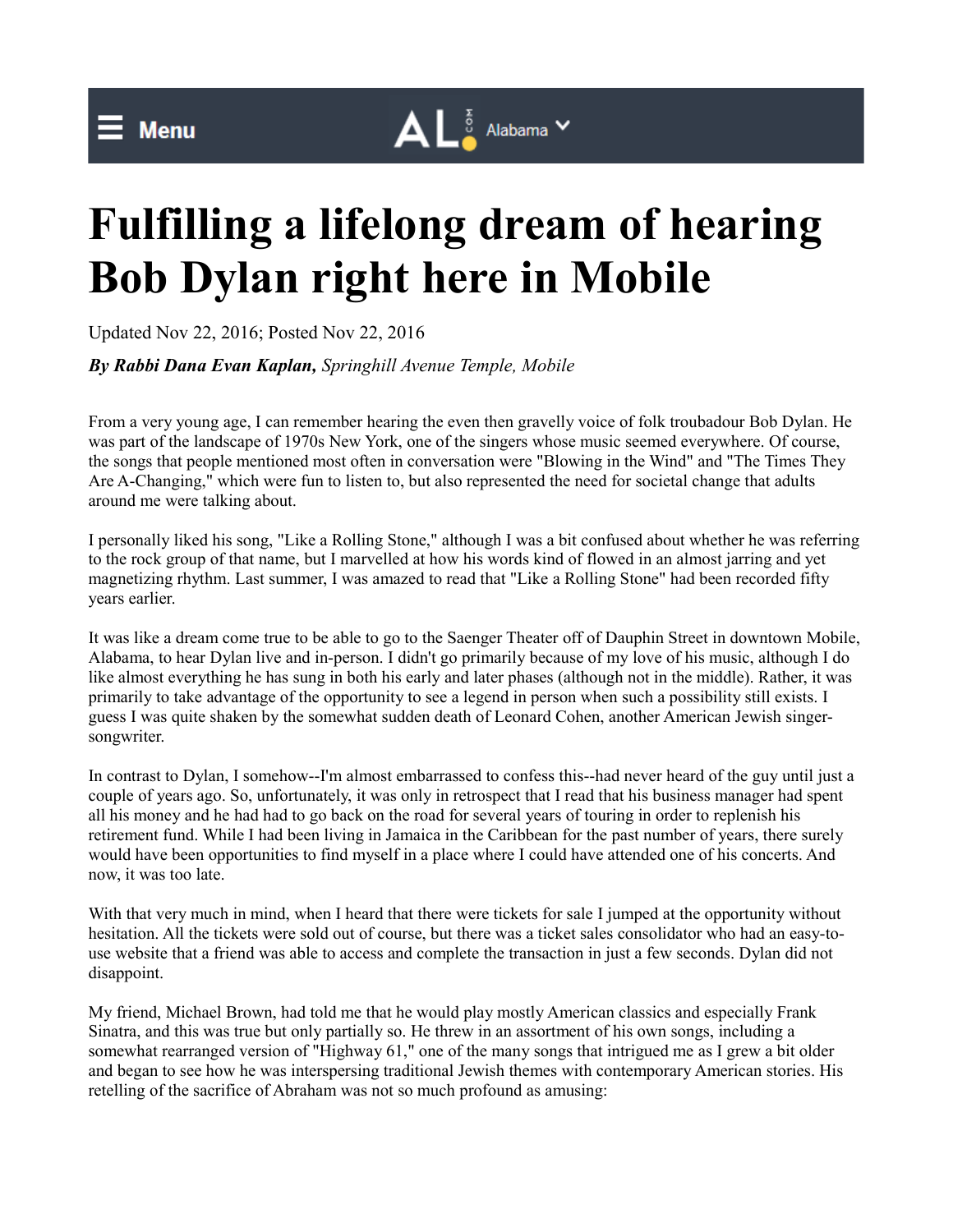# Fulfilling a lifelong dream of hearing Bob Dylan right here in Mobile

Updated Nov 22, 2016; Posted Nov 22, 2016

***By Rabbi Dana Evan Kaplan,*** *Springhill Avenue Temple, Mobile*

From a very young age, I can remember hearing the even then gravelly voice of folk troubadour Bob Dylan. He was part of the landscape of 1970s New York, one of the singers whose music seemed everywhere. Of course, the songs that people mentioned most often in conversation were "Blowing in the Wind" and "The Times They Are A-Changing," which were fun to listen to, but also represented the need for societal change that adults around me were talking about.

I personally liked his song, "Like a Rolling Stone," although I was a bit confused about whether he was referring to the rock group of that name, but I marvelled at how his words kind of flowed in an almost jarring and yet magnetizing rhythm. Last summer, I was amazed to read that "Like a Rolling Stone" had been recorded fifty years earlier.

It was like a dream come true to be able to go to the Saenger Theater off of Dauphin Street in downtown Mobile, Alabama, to hear Dylan live and in-person. I didn't go primarily because of my love of his music, although I do like almost everything he has sung in both his early and later phases (although not in the middle). Rather, it was primarily to take advantage of the opportunity to see a legend in person when such a possibility still exists. I guess I was quite shaken by the somewhat sudden death of Leonard Cohen, another American Jewish singer-songwriter.

In contrast to Dylan, I somehow--I'm almost embarrassed to confess this--had never heard of the guy until just a couple of years ago. So, unfortunately, it was only in retrospect that I read that his business manager had spent all his money and he had had to go back on the road for several years of touring in order to replenish his retirement fund. While I had been living in Jamaica in the Caribbean for the past number of years, there surely would have been opportunities to find myself in a place where I could have attended one of his concerts. And now, it was too late.

With that very much in mind, when I heard that there were tickets for sale I jumped at the opportunity without hesitation. All the tickets were sold out of course, but there was a ticket sales consolidator who had an easy-to-use website that a friend was able to access and complete the transaction in just a few seconds. Dylan did not disappoint.

My friend, Michael Brown, had told me that he would play mostly American classics and especially Frank Sinatra, and this was true but only partially so. He threw in an assortment of his own songs, including a somewhat rearranged version of "Highway 61," one of the many songs that intrigued me as I grew a bit older and began to see how he was interspersing traditional Jewish themes with contemporary American stories. His retelling of the sacrifice of Abraham was not so much profound as amusing: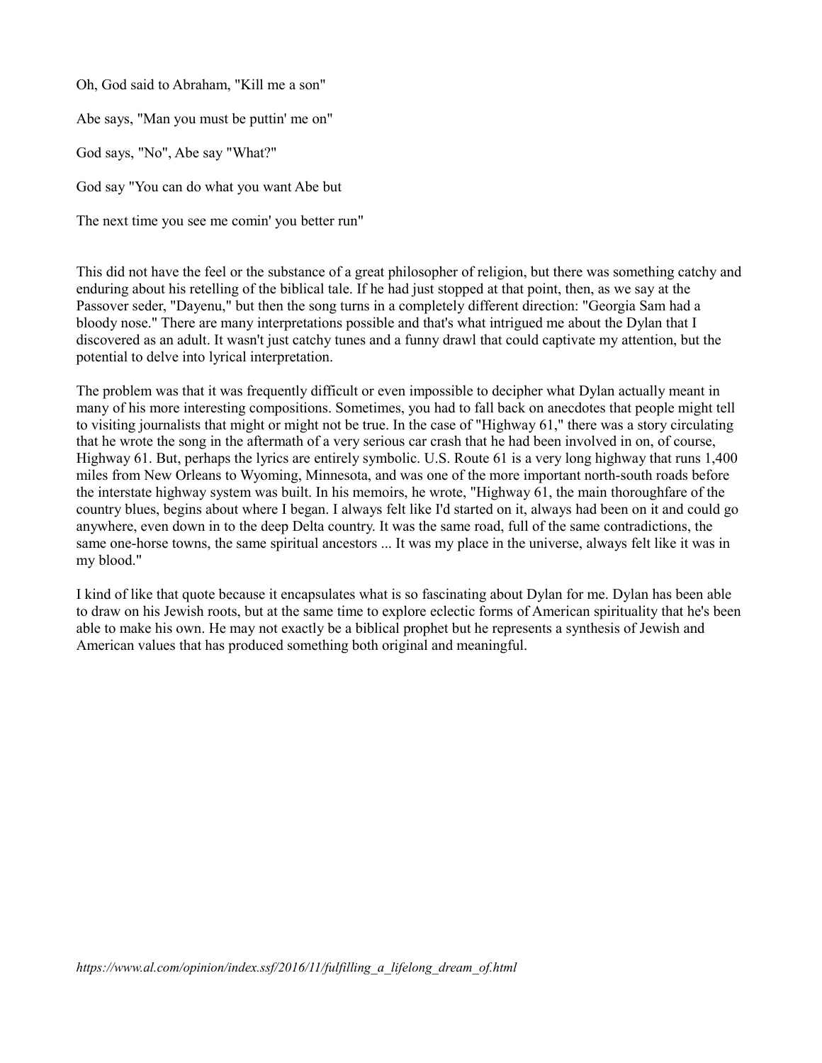Oh, God said to Abraham, "Kill me a son"

Abe says, "Man you must be puttin' me on"

God says, "No", Abe say "What?"

God say "You can do what you want Abe but

The next time you see me comin' you better run"

This did not have the feel or the substance of a great philosopher of religion, but there was something catchy and enduring about his retelling of the biblical tale. If he had just stopped at that point, then, as we say at the Passover seder, "Dayenu," but then the song turns in a completely different direction: "Georgia Sam had a bloody nose." There are many interpretations possible and that's what intrigued me about the Dylan that I discovered as an adult. It wasn't just catchy tunes and a funny drawl that could captivate my attention, but the potential to delve into lyrical interpretation.

The problem was that it was frequently difficult or even impossible to decipher what Dylan actually meant in many of his more interesting compositions. Sometimes, you had to fall back on anecdotes that people might tell to visiting journalists that might or might not be true. In the case of "Highway 61," there was a story circulating that he wrote the song in the aftermath of a very serious car crash that he had been involved in on, of course, Highway 61. But, perhaps the lyrics are entirely symbolic. U.S. Route 61 is a very long highway that runs 1,400 miles from New Orleans to Wyoming, Minnesota, and was one of the more important north-south roads before the interstate highway system was built. In his memoirs, he wrote, "Highway 61, the main thoroughfare of the country blues, begins about where I began. I always felt like I'd started on it, always had been on it and could go anywhere, even down in to the deep Delta country. It was the same road, full of the same contradictions, the same one-horse towns, the same spiritual ancestors ... It was my place in the universe, always felt like it was in my blood."

I kind of like that quote because it encapsulates what is so fascinating about Dylan for me. Dylan has been able to draw on his Jewish roots, but at the same time to explore eclectic forms of American spirituality that he's been able to make his own. He may not exactly be a biblical prophet but he represents a synthesis of Jewish and American values that has produced something both original and meaningful.

*https://www.al.com/opinion/index.ssf/2016/11/fulfilling_a_lifelong_dream_of.html*